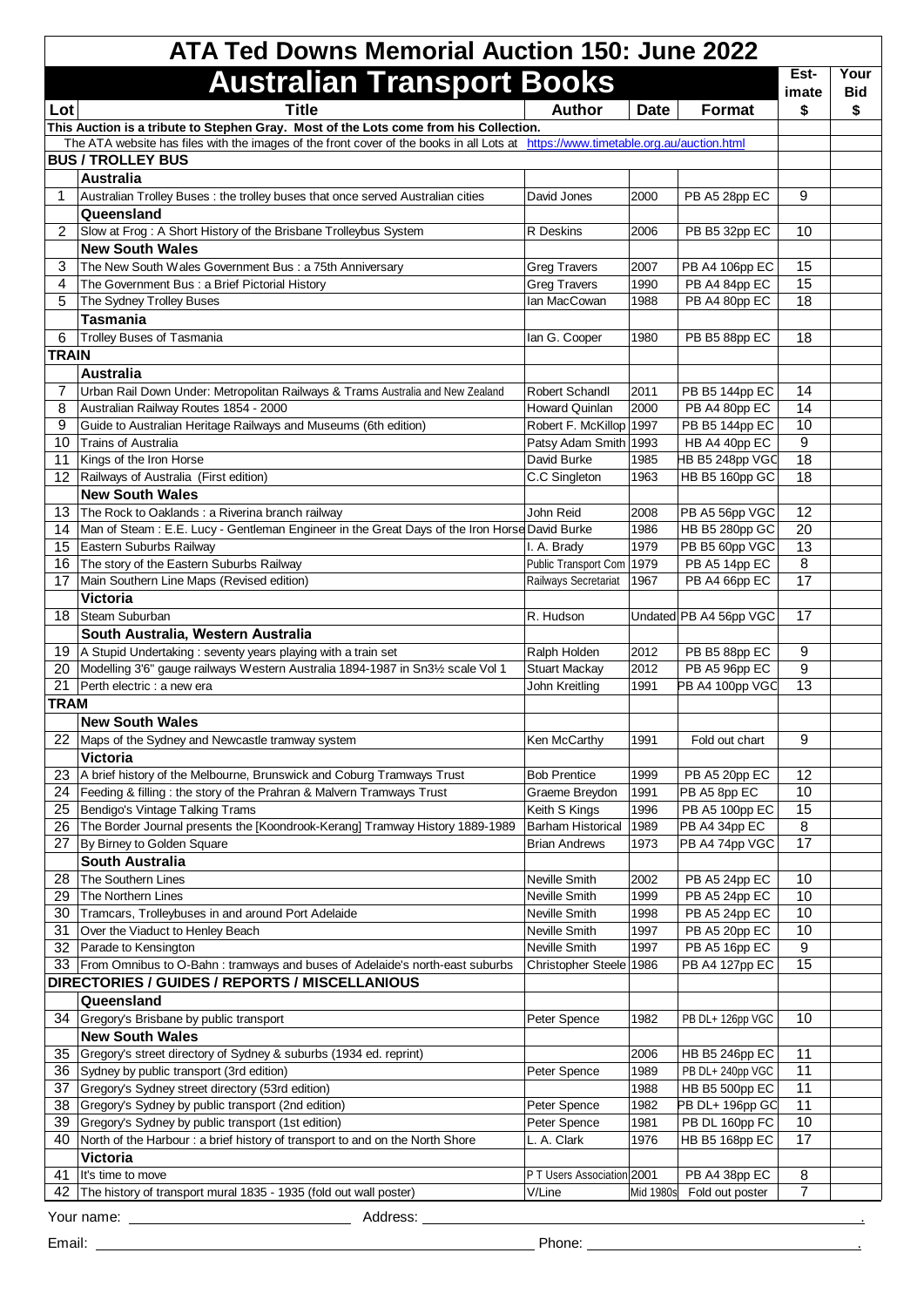# ATA Ted Downs Memorial Auction 150: June 2022

## Australian Transport Books

| Lot | Title | Author | Date | Format | Est-imate $ | Your Bid $ |
|---|---|---|---|---|---|---|
| | This Auction is a tribute to Stephen Gray. Most of the Lots come from his Collection. | | | | | |
| | The ATA website has files with the images of the front cover of the books in all Lots at https://www.timetable.org.au/auction.html | | | | | |
| | **BUS / TROLLEY BUS** | | | | | |
| | **Australia** | | | | | |
| 1 | Australian Trolley Buses : the trolley buses that once served Australian cities | David Jones | 2000 | PB A5 28pp EC | 9 | |
| | **Queensland** | | | | | |
| 2 | Slow at Frog : A Short History of the Brisbane Trolleybus System | R Deskins | 2006 | PB B5 32pp EC | 10 | |
| | **New South Wales** | | | | | |
| 3 | The New South Wales Government Bus : a 75th Anniversary | Greg Travers | 2007 | PB A4 106pp EC | 15 | |
| 4 | The Government Bus : a Brief Pictorial History | Greg Travers | 1990 | PB A4 84pp EC | 15 | |
| 5 | The Sydney Trolley Buses | Ian MacCowan | 1988 | PB A4 80pp EC | 18 | |
| | **Tasmania** | | | | | |
| 6 | Trolley Buses of Tasmania | Ian G. Cooper | 1980 | PB B5 88pp EC | 18 | |
| | **TRAIN** | | | | | |
| | **Australia** | | | | | |
| 7 | Urban Rail Down Under: Metropolitan Railways & Trams Australia and New Zealand | Robert Schandl | 2011 | PB B5 144pp EC | 14 | |
| 8 | Australian Railway Routes 1854 - 2000 | Howard Quinlan | 2000 | PB A4 80pp EC | 14 | |
| 9 | Guide to Australian Heritage Railways and Museums (6th edition) | Robert F. McKillop | 1997 | PB B5 144pp EC | 10 | |
| 10 | Trains of Australia | Patsy Adam Smith | 1993 | HB A4 40pp EC | 9 | |
| 11 | Kings of the Iron Horse | David Burke | 1985 | HB B5 248pp VGC | 18 | |
| 12 | Railways of Australia (First edition) | C.C Singleton | 1963 | HB B5 160pp GC | 18 | |
| | **New South Wales** | | | | | |
| 13 | The Rock to Oaklands : a Riverina branch railway | John Reid | 2008 | PB A5 56pp VGC | 12 | |
| 14 | Man of Steam : E.E. Lucy - Gentleman Engineer in the Great Days of the Iron Horse | David Burke | 1986 | HB B5 280pp GC | 20 | |
| 15 | Eastern Suburbs Railway | I. A. Brady | 1979 | PB B5 60pp VGC | 13 | |
| 16 | The story of the Eastern Suburbs Railway | Public Transport Com | 1979 | PB A5 14pp EC | 8 | |
| 17 | Main Southern Line Maps (Revised edition) | Railways Secretariat | 1967 | PB A4 66pp EC | 17 | |
| | **Victoria** | | | | | |
| 18 | Steam Suburban | R. Hudson | Undated | PB A4 56pp VGC | 17 | |
| | **South Australia, Western Australia** | | | | | |
| 19 | A Stupid Undertaking : seventy years playing with a train set | Ralph Holden | 2012 | PB B5 88pp EC | 9 | |
| 20 | Modelling 3'6" gauge railways Western Australia 1894-1987 in Sn3½ scale Vol 1 | Stuart Mackay | 2012 | PB A5 96pp EC | 9 | |
| 21 | Perth electric : a new era | John Kreitling | 1991 | PB A4 100pp VGC | 13 | |
| | **TRAM** | | | | | |
| | **New South Wales** | | | | | |
| 22 | Maps of the Sydney and Newcastle tramway system | Ken McCarthy | 1991 | Fold out chart | 9 | |
| | **Victoria** | | | | | |
| 23 | A brief history of the Melbourne, Brunswick and Coburg Tramways Trust | Bob Prentice | 1999 | PB A5 20pp EC | 12 | |
| 24 | Feeding & filling : the story of the Prahran & Malvern Tramways Trust | Graeme Breydon | 1991 | PB A5 8pp EC | 10 | |
| 25 | Bendigo's Vintage Talking Trams | Keith S Kings | 1996 | PB A5 100pp EC | 15 | |
| 26 | The Border Journal presents the [Koondrook-Kerang] Tramway History 1889-1989 | Barham Historical | 1989 | PB A4 34pp EC | 8 | |
| 27 | By Birney to Golden Square | Brian Andrews | 1973 | PB A4 74pp VGC | 17 | |
| | **South Australia** | | | | | |
| 28 | The Southern Lines | Neville Smith | 2002 | PB A5 24pp EC | 10 | |
| 29 | The Northern Lines | Neville Smith | 1999 | PB A5 24pp EC | 10 | |
| 30 | Tramcars, Trolleybuses in and around Port Adelaide | Neville Smith | 1998 | PB A5 24pp EC | 10 | |
| 31 | Over the Viaduct to Henley Beach | Neville Smith | 1997 | PB A5 20pp EC | 10 | |
| 32 | Parade to Kensington | Neville Smith | 1997 | PB A5 16pp EC | 9 | |
| 33 | From Omnibus to O-Bahn : tramways and buses of Adelaide's north-east suburbs | Christopher Steele | 1986 | PB A4 127pp EC | 15 | |
| | **DIRECTORIES / GUIDES / REPORTS / MISCELLANIOUS** | | | | | |
| | **Queensland** | | | | | |
| 34 | Gregory's Brisbane by public transport | Peter Spence | 1982 | PB DL+ 126pp VGC | 10 | |
| | **New South Wales** | | | | | |
| 35 | Gregory's street directory of Sydney & suburbs (1934 ed. reprint) | | 2006 | HB B5 246pp EC | 11 | |
| 36 | Sydney by public transport (3rd edition) | Peter Spence | 1989 | PB DL+ 240pp VGC | 11 | |
| 37 | Gregory's Sydney street directory (53rd edition) | | 1988 | HB B5 500pp EC | 11 | |
| 38 | Gregory's Sydney by public transport (2nd edition) | Peter Spence | 1982 | PB DL+ 196pp GC | 11 | |
| 39 | Gregory's Sydney by public transport (1st edition) | Peter Spence | 1981 | PB DL 160pp FC | 10 | |
| 40 | North of the Harbour : a brief history of transport to and on the North Shore | L. A. Clark | 1976 | HB B5 168pp EC | 17 | |
| | **Victoria** | | | | | |
| 41 | It's time to move | P T Users Association | 2001 | PB A4 38pp EC | 8 | |
| 42 | The history of transport mural 1835 - 1935 (fold out wall poster) | V/Line | Mid 1980s | Fold out poster | 7 | |

Your name: ______________________ Address: ______________________________________________.

Email: ______________________________________________ Phone: ______________________________.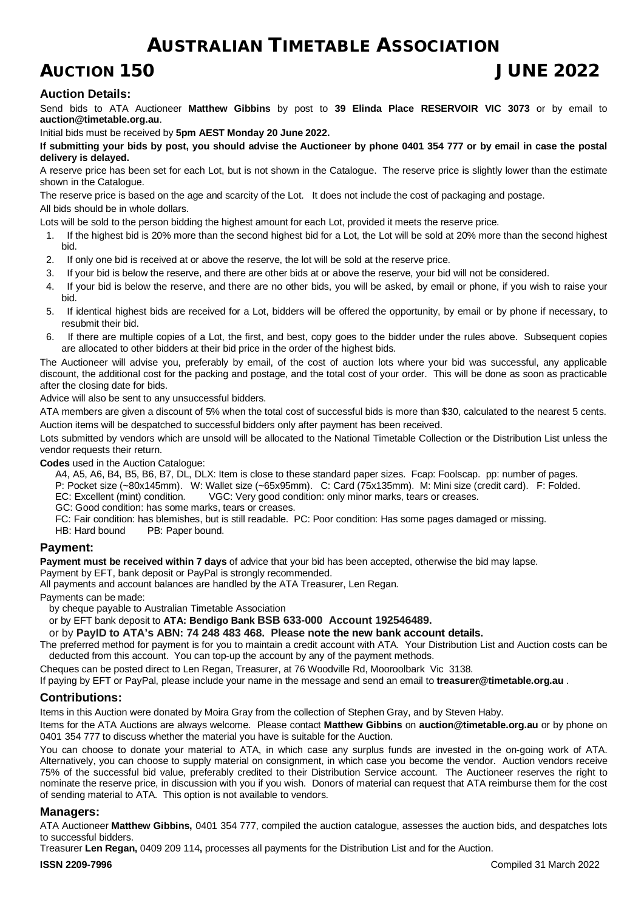# Australian Timetable Association

## Auction 150 June 2022

### Auction Details:

Send bids to ATA Auctioneer **Matthew Gibbins** by post to **39 Elinda Place RESERVOIR VIC 3073** or by email to **auction@timetable.org.au**.

Initial bids must be received by **5pm AEST Monday 20 June 2022.**

**If submitting your bids by post, you should advise the Auctioneer by phone 0401 354 777 or by email in case the postal delivery is delayed.**

A reserve price has been set for each Lot, but is not shown in the Catalogue. The reserve price is slightly lower than the estimate shown in the Catalogue.

The reserve price is based on the age and scarcity of the Lot. It does not include the cost of packaging and postage.

All bids should be in whole dollars.

Lots will be sold to the person bidding the highest amount for each Lot, provided it meets the reserve price.

1. If the highest bid is 20% more than the second highest bid for a Lot, the Lot will be sold at 20% more than the second highest bid.
2. If only one bid is received at or above the reserve, the lot will be sold at the reserve price.
3. If your bid is below the reserve, and there are other bids at or above the reserve, your bid will not be considered.
4. If your bid is below the reserve, and there are no other bids, you will be asked, by email or phone, if you wish to raise your bid.
5. If identical highest bids are received for a Lot, bidders will be offered the opportunity, by email or by phone if necessary, to resubmit their bid.
6. If there are multiple copies of a Lot, the first, and best, copy goes to the bidder under the rules above. Subsequent copies are allocated to other bidders at their bid price in the order of the highest bids.

The Auctioneer will advise you, preferably by email, of the cost of auction lots where your bid was successful, any applicable discount, the additional cost for the packing and postage, and the total cost of your order. This will be done as soon as practicable after the closing date for bids.

Advice will also be sent to any unsuccessful bidders.

ATA members are given a discount of 5% when the total cost of successful bids is more than $30, calculated to the nearest 5 cents.

Auction items will be despatched to successful bidders only after payment has been received.

Lots submitted by vendors which are unsold will be allocated to the National Timetable Collection or the Distribution List unless the vendor requests their return.

**Codes** used in the Auction Catalogue:

A4, A5, A6, B4, B5, B6, B7, DL, DLX: Item is close to these standard paper sizes. Fcap: Foolscap. pp: number of pages.
P: Pocket size (~80x145mm). W: Wallet size (~65x95mm). C: Card (75x135mm). M: Mini size (credit card). F: Folded.
EC: Excellent (mint) condition. VGC: Very good condition: only minor marks, tears or creases.
GC: Good condition: has some marks, tears or creases.
FC: Fair condition: has blemishes, but is still readable. PC: Poor condition: Has some pages damaged or missing.
HB: Hard bound PB: Paper bound.

### Payment:

**Payment must be received within 7 days** of advice that your bid has been accepted, otherwise the bid may lapse.

Payment by EFT, bank deposit or PayPal is strongly recommended.

All payments and account balances are handled by the ATA Treasurer, Len Regan.

Payments can be made:

by cheque payable to Australian Timetable Association

or by EFT bank deposit to **ATA: Bendigo Bank BSB 633-000 Account 192546489.**

or by **PayID to ATA's ABN: 74 248 483 468. Please note the new bank account details.**

The preferred method for payment is for you to maintain a credit account with ATA. Your Distribution List and Auction costs can be deducted from this account. You can top-up the account by any of the payment methods.

Cheques can be posted direct to Len Regan, Treasurer, at 76 Woodville Rd, Mooroolbark Vic 3138.

If paying by EFT or PayPal, please include your name in the message and send an email to **treasurer@timetable.org.au** .

### Contributions:

Items in this Auction were donated by Moira Gray from the collection of Stephen Gray, and by Steven Haby.

Items for the ATA Auctions are always welcome. Please contact **Matthew Gibbins** on **auction@timetable.org.au** or by phone on 0401 354 777 to discuss whether the material you have is suitable for the Auction.

You can choose to donate your material to ATA, in which case any surplus funds are invested in the on-going work of ATA. Alternatively, you can choose to supply material on consignment, in which case you become the vendor. Auction vendors receive 75% of the successful bid value, preferably credited to their Distribution Service account. The Auctioneer reserves the right to nominate the reserve price, in discussion with you if you wish. Donors of material can request that ATA reimburse them for the cost of sending material to ATA. This option is not available to vendors.

### Managers:

ATA Auctioneer **Matthew Gibbins,** 0401 354 777, compiled the auction catalogue, assesses the auction bids, and despatches lots to successful bidders.

Treasurer **Len Regan,** 0409 209 114**,** processes all payments for the Distribution List and for the Auction.

**ISSN 2209-7996** Compiled 31 March 2022